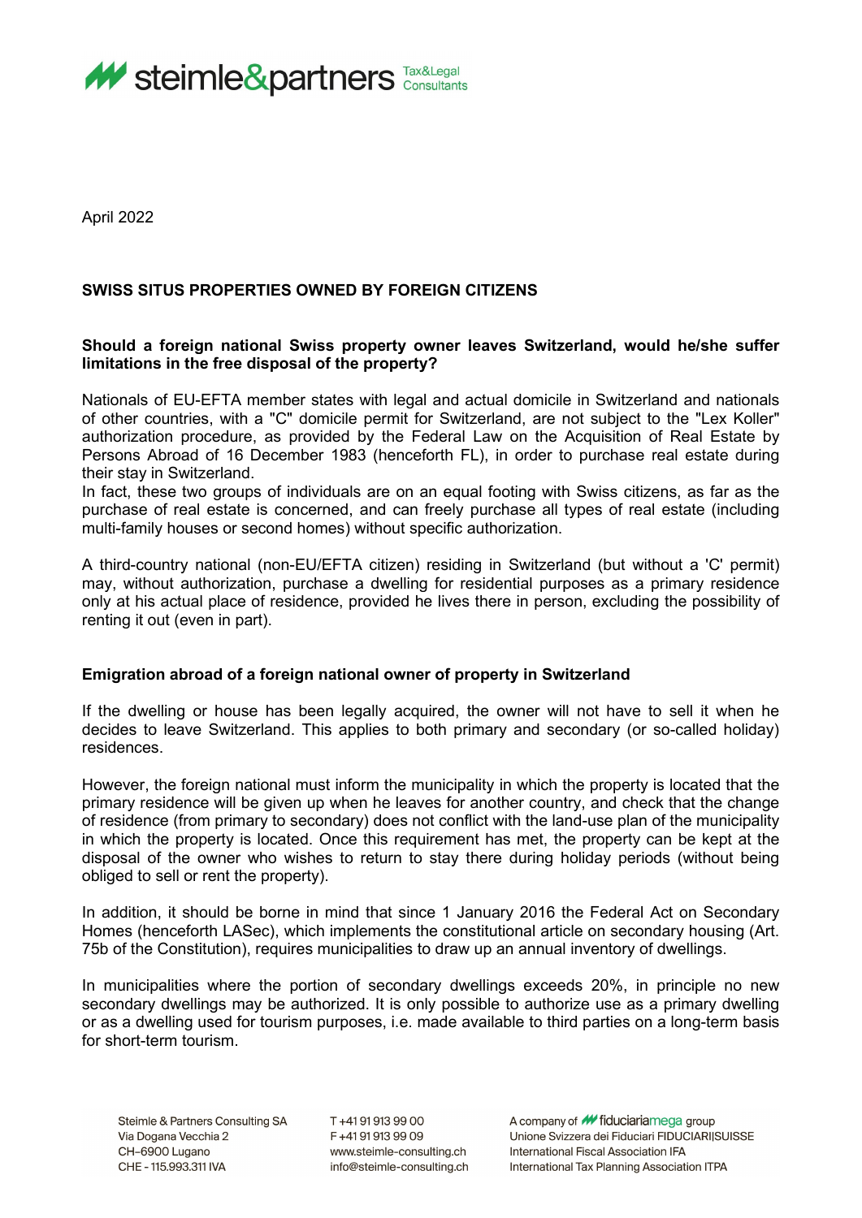April 2022

## SWISS SITUS PROPERTIES OWNED BY FOREIGN CITIZENS

### Should a foreign national Swiss property owner leaves Switzerland, would he/she suffer limitations in the free disposal of the property?

Nationals of EU-EFTA member states with legal and actual domicile in Switzerland and nationals of other countries, with a "C" domicile permit for Switzerland, are not subject to the "Lex Koller" authorization procedure, as provided by the Federal Law on the Acquisition of Real Estate by Persons Abroad of 16 December 1983 (henceforth FL), in order to purchase real estate during their stay in Switzerland.
In fact, these two groups of individuals are on an equal footing with Swiss citizens, as far as the purchase of real estate is concerned, and can freely purchase all types of real estate (including multi-family houses or second homes) without specific authorization.

A third-country national (non-EU/EFTA citizen) residing in Switzerland (but without a 'C' permit) may, without authorization, purchase a dwelling for residential purposes as a primary residence only at his actual place of residence, provided he lives there in person, excluding the possibility of renting it out (even in part).

### Emigration abroad of a foreign national owner of property in Switzerland

If the dwelling or house has been legally acquired, the owner will not have to sell it when he decides to leave Switzerland. This applies to both primary and secondary (or so-called holiday) residences.

However, the foreign national must inform the municipality in which the property is located that the primary residence will be given up when he leaves for another country, and check that the change of residence (from primary to secondary) does not conflict with the land-use plan of the municipality in which the property is located. Once this requirement has met, the property can be kept at the disposal of the owner who wishes to return to stay there during holiday periods (without being obliged to sell or rent the property).

In addition, it should be borne in mind that since 1 January 2016 the Federal Act on Secondary Homes (henceforth LASec), which implements the constitutional article on secondary housing (Art. 75b of the Constitution), requires municipalities to draw up an annual inventory of dwellings.

In municipalities where the portion of secondary dwellings exceeds 20%, in principle no new secondary dwellings may be authorized. It is only possible to authorize use as a primary dwelling or as a dwelling used for tourism purposes, i.e. made available to third parties on a long-term basis for short-term tourism.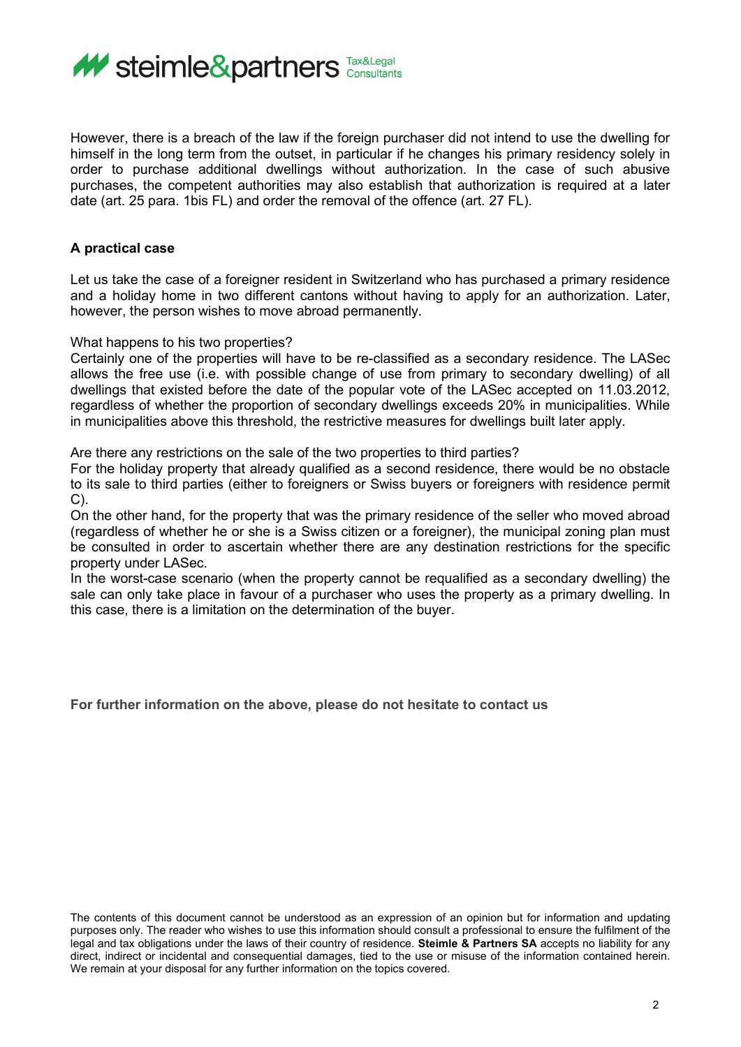However, there is a breach of the law if the foreign purchaser did not intend to use the dwelling for himself in the long term from the outset, in particular if he changes his primary residency solely in order to purchase additional dwellings without authorization. In the case of such abusive purchases, the competent authorities may also establish that authorization is required at a later date (art. 25 para. 1bis FL) and order the removal of the offence (art. 27 FL).

**A practical case**

Let us take the case of a foreigner resident in Switzerland who has purchased a primary residence and a holiday home in two different cantons without having to apply for an authorization. Later, however, the person wishes to move abroad permanently.

What happens to his two properties?
Certainly one of the properties will have to be re-classified as a secondary residence. The LASec allows the free use (i.e. with possible change of use from primary to secondary dwelling) of all dwellings that existed before the date of the popular vote of the LASec accepted on 11.03.2012, regardless of whether the proportion of secondary dwellings exceeds 20% in municipalities. While in municipalities above this threshold, the restrictive measures for dwellings built later apply.

Are there any restrictions on the sale of the two properties to third parties?
For the holiday property that already qualified as a second residence, there would be no obstacle to its sale to third parties (either to foreigners or Swiss buyers or foreigners with residence permit C).
On the other hand, for the property that was the primary residence of the seller who moved abroad (regardless of whether he or she is a Swiss citizen or a foreigner), the municipal zoning plan must be consulted in order to ascertain whether there are any destination restrictions for the specific property under LASec.
In the worst-case scenario (when the property cannot be requalified as a secondary dwelling) the sale can only take place in favour of a purchaser who uses the property as a primary dwelling. In this case, there is a limitation on the determination of the buyer.

**For further information on the above, please do not hesitate to contact us**

The contents of this document cannot be understood as an expression of an opinion but for information and updating purposes only. The reader who wishes to use this information should consult a professional to ensure the fulfilment of the legal and tax obligations under the laws of their country of residence. **Steimle & Partners SA** accepts no liability for any direct, indirect or incidental and consequential damages, tied to the use or misuse of the information contained herein. We remain at your disposal for any further information on the topics covered.